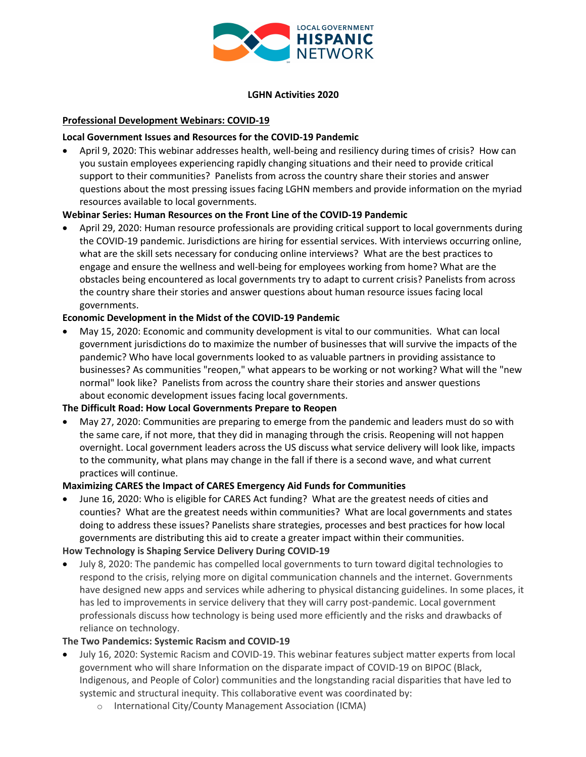**LGHN Activities 2020**

**Professional Development Webinars: COVID-19**

**Local Government Issues and Resources for the COVID-19 Pandemic**

- April 9, 2020: This webinar addresses health, well-being and resiliency during times of crisis? How can you sustain employees experiencing rapidly changing situations and their need to provide critical support to their communities? Panelists from across the country share their stories and answer questions about the most pressing issues facing LGHN members and provide information on the myriad resources available to local governments.

**Webinar Series: Human Resources on the Front Line of the COVID-19 Pandemic**

- April 29, 2020: Human resource professionals are providing critical support to local governments during the COVID-19 pandemic. Jurisdictions are hiring for essential services. With interviews occurring online, what are the skill sets necessary for conducing online interviews? What are the best practices to engage and ensure the wellness and well-being for employees working from home? What are the obstacles being encountered as local governments try to adapt to current crisis? Panelists from across the country share their stories and answer questions about human resource issues facing local governments.

**Economic Development in the Midst of the COVID-19 Pandemic**

- May 15, 2020: Economic and community development is vital to our communities. What can local government jurisdictions do to maximize the number of businesses that will survive the impacts of the pandemic? Who have local governments looked to as valuable partners in providing assistance to businesses? As communities "reopen," what appears to be working or not working? What will the "new normal" look like? Panelists from across the country share their stories and answer questions about economic development issues facing local governments.

**The Difficult Road: How Local Governments Prepare to Reopen**

- May 27, 2020: Communities are preparing to emerge from the pandemic and leaders must do so with the same care, if not more, that they did in managing through the crisis. Reopening will not happen overnight. Local government leaders across the US discuss what service delivery will look like, impacts to the community, what plans may change in the fall if there is a second wave, and what current practices will continue.

**Maximizing CARES the Impact of CARES Emergency Aid Funds for Communities**

- June 16, 2020: Who is eligible for CARES Act funding? What are the greatest needs of cities and counties? What are the greatest needs within communities? What are local governments and states doing to address these issues? Panelists share strategies, processes and best practices for how local governments are distributing this aid to create a greater impact within their communities.

**How Technology is Shaping Service Delivery During COVID-19**

- July 8, 2020: The pandemic has compelled local governments to turn toward digital technologies to respond to the crisis, relying more on digital communication channels and the internet. Governments have designed new apps and services while adhering to physical distancing guidelines. In some places, it has led to improvements in service delivery that they will carry post-pandemic. Local government professionals discuss how technology is being used more efficiently and the risks and drawbacks of reliance on technology.

**The Two Pandemics: Systemic Racism and COVID-19**

- July 16, 2020: Systemic Racism and COVID-19. This webinar features subject matter experts from local government who will share Information on the disparate impact of COVID-19 on BIPOC (Black, Indigenous, and People of Color) communities and the longstanding racial disparities that have led to systemic and structural inequity. This collaborative event was coordinated by:
  - International City/County Management Association (ICMA)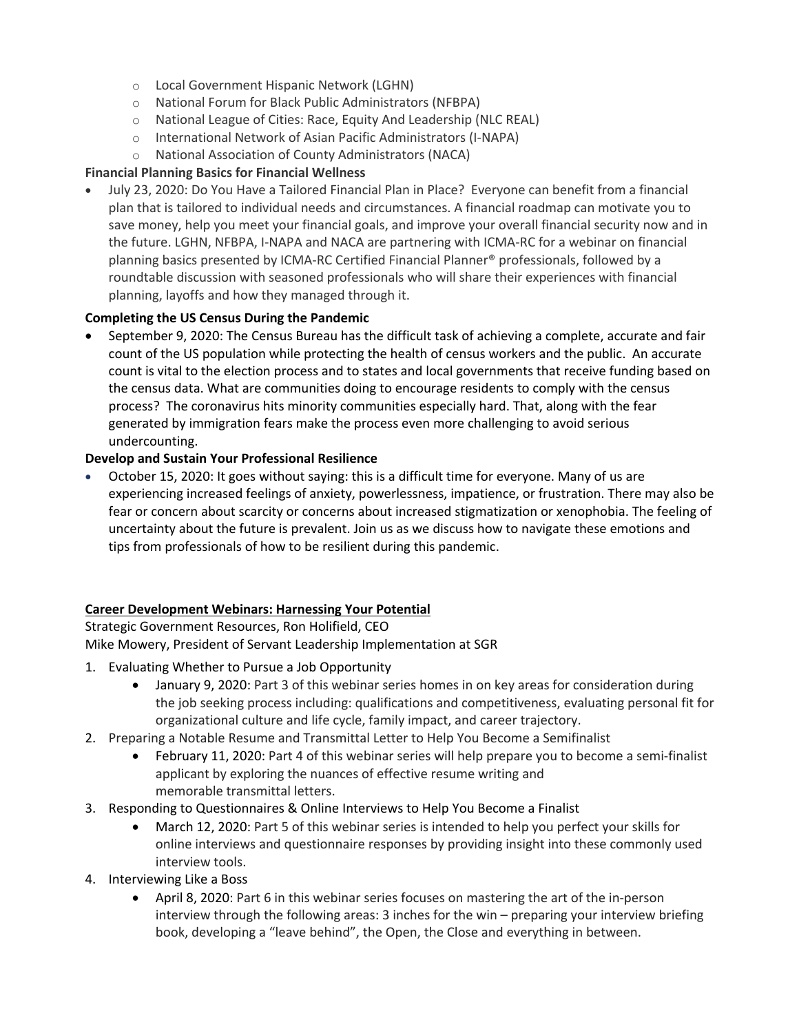- Local Government Hispanic Network (LGHN)
- National Forum for Black Public Administrators (NFBPA)
- National League of Cities: Race, Equity And Leadership (NLC REAL)
- International Network of Asian Pacific Administrators (I-NAPA)
- National Association of County Administrators (NACA)

**Financial Planning Basics for Financial Wellness**

- July 23, 2020: Do You Have a Tailored Financial Plan in Place? Everyone can benefit from a financial plan that is tailored to individual needs and circumstances. A financial roadmap can motivate you to save money, help you meet your financial goals, and improve your overall financial security now and in the future. LGHN, NFBPA, I-NAPA and NACA are partnering with ICMA-RC for a webinar on financial planning basics presented by ICMA-RC Certified Financial Planner® professionals, followed by a roundtable discussion with seasoned professionals who will share their experiences with financial planning, layoffs and how they managed through it.

**Completing the US Census During the Pandemic**

- September 9, 2020: The Census Bureau has the difficult task of achieving a complete, accurate and fair count of the US population while protecting the health of census workers and the public. An accurate count is vital to the election process and to states and local governments that receive funding based on the census data. What are communities doing to encourage residents to comply with the census process? The coronavirus hits minority communities especially hard. That, along with the fear generated by immigration fears make the process even more challenging to avoid serious undercounting.

**Develop and Sustain Your Professional Resilience**

- October 15, 2020: It goes without saying: this is a difficult time for everyone. Many of us are experiencing increased feelings of anxiety, powerlessness, impatience, or frustration. There may also be fear or concern about scarcity or concerns about increased stigmatization or xenophobia. The feeling of uncertainty about the future is prevalent. Join us as we discuss how to navigate these emotions and tips from professionals of how to be resilient during this pandemic.

**Career Development Webinars: Harnessing Your Potential**

Strategic Government Resources, Ron Holifield, CEO
Mike Mowery, President of Servant Leadership Implementation at SGR

1. Evaluating Whether to Pursue a Job Opportunity
    - January 9, 2020: Part 3 of this webinar series homes in on key areas for consideration during the job seeking process including: qualifications and competitiveness, evaluating personal fit for organizational culture and life cycle, family impact, and career trajectory.
2. Preparing a Notable Resume and Transmittal Letter to Help You Become a Semifinalist
    - February 11, 2020: Part 4 of this webinar series will help prepare you to become a semi-finalist applicant by exploring the nuances of effective resume writing and memorable transmittal letters.
3. Responding to Questionnaires & Online Interviews to Help You Become a Finalist
    - March 12, 2020: Part 5 of this webinar series is intended to help you perfect your skills for online interviews and questionnaire responses by providing insight into these commonly used interview tools.
4. Interviewing Like a Boss
    - April 8, 2020: Part 6 in this webinar series focuses on mastering the art of the in-person interview through the following areas: 3 inches for the win – preparing your interview briefing book, developing a "leave behind", the Open, the Close and everything in between.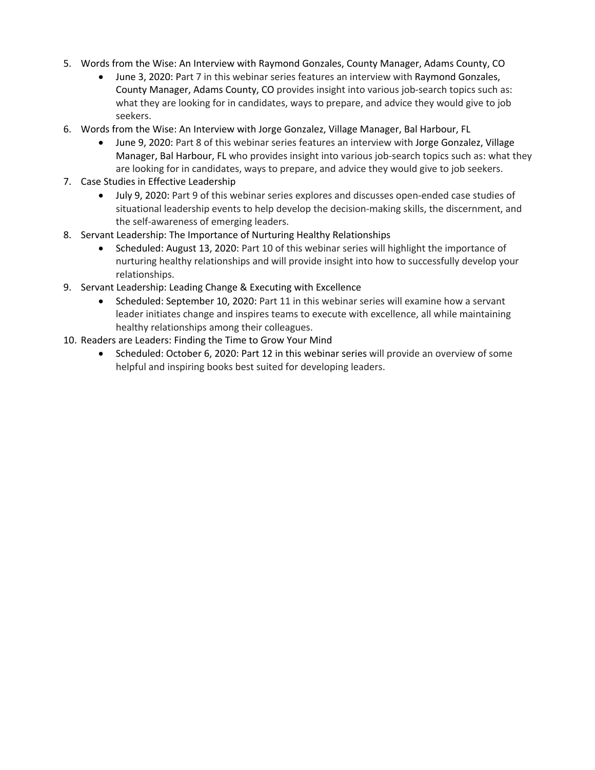5. Words from the Wise: An Interview with Raymond Gonzales, County Manager, Adams County, CO
    - June 3, 2020: Part 7 in this webinar series features an interview with Raymond Gonzales, County Manager, Adams County, CO provides insight into various job-search topics such as: what they are looking for in candidates, ways to prepare, and advice they would give to job seekers.
6. Words from the Wise: An Interview with Jorge Gonzalez, Village Manager, Bal Harbour, FL
    - June 9, 2020: Part 8 of this webinar series features an interview with Jorge Gonzalez, Village Manager, Bal Harbour, FL who provides insight into various job-search topics such as: what they are looking for in candidates, ways to prepare, and advice they would give to job seekers.
7. Case Studies in Effective Leadership
    - July 9, 2020: Part 9 of this webinar series explores and discusses open-ended case studies of situational leadership events to help develop the decision-making skills, the discernment, and the self-awareness of emerging leaders.
8. Servant Leadership: The Importance of Nurturing Healthy Relationships
    - Scheduled: August 13, 2020: Part 10 of this webinar series will highlight the importance of nurturing healthy relationships and will provide insight into how to successfully develop your relationships.
9. Servant Leadership: Leading Change & Executing with Excellence
    - Scheduled: September 10, 2020: Part 11 in this webinar series will examine how a servant leader initiates change and inspires teams to execute with excellence, all while maintaining healthy relationships among their colleagues.
10. Readers are Leaders: Finding the Time to Grow Your Mind
    - Scheduled: October 6, 2020: Part 12 in this webinar series will provide an overview of some helpful and inspiring books best suited for developing leaders.